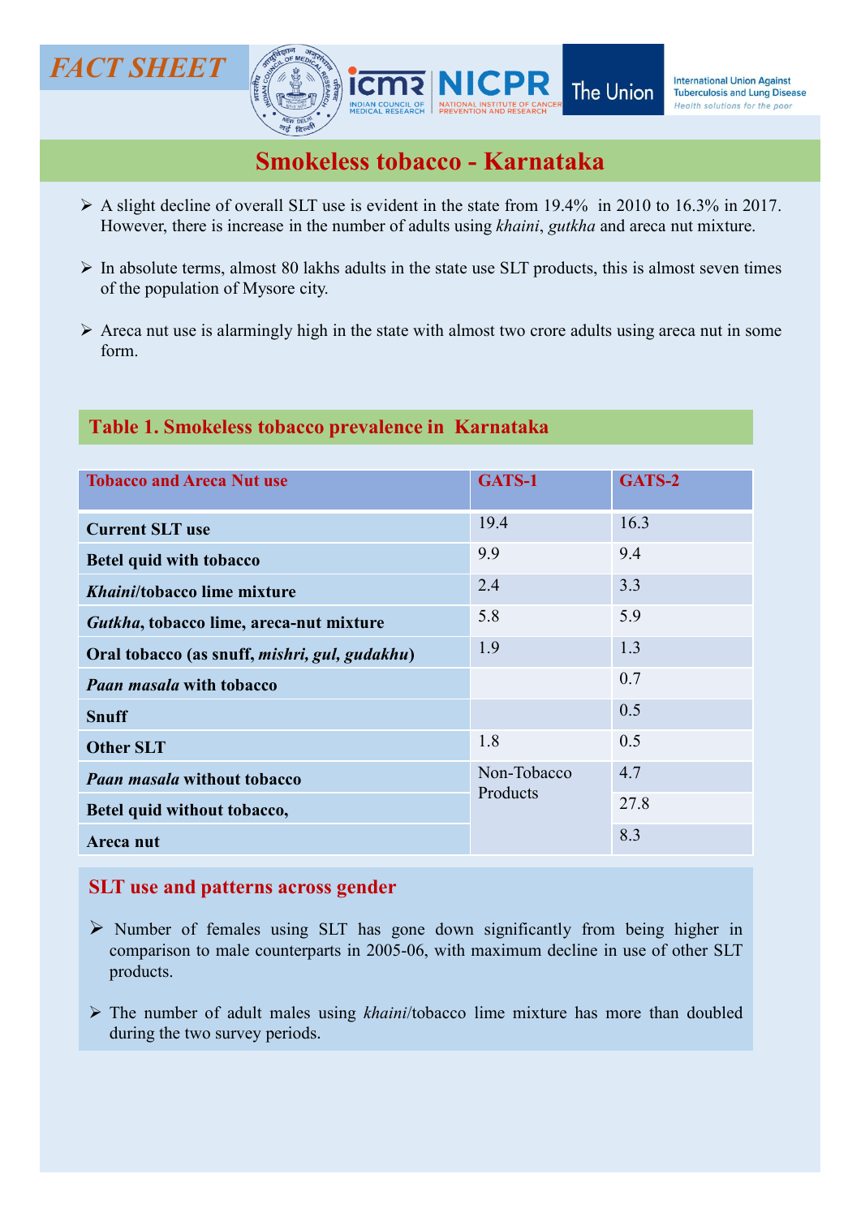FACT SHEET

# Smokeless tobacco - Karnataka

- A slight decline of overall SLT use is evident in the state from 19.4% in 2010 to 16.3% in 2017. However, there is increase in the number of adults using *khaini*, *gutkha* and areca nut mixture.
- In absolute terms, almost 80 lakhs adults in the state use SLT products, this is almost seven times of the population of Mysore city.
- Areca nut use is alarmingly high in the state with almost two crore adults using areca nut in some form.

## Table 1. Smokeless tobacco prevalence in Karnataka

| Tobacco and Areca Nut use | GATS-1 | GATS-2 |
|---|---|---|
| **Current SLT use** | 19.4 | 16.3 |
| **Betel quid with tobacco** | 9.9 | 9.4 |
| ***Khaini*/tobacco lime mixture** | 2.4 | 3.3 |
| ***Gutkha*, tobacco lime, areca-nut mixture** | 5.8 | 5.9 |
| **Oral tobacco (as snuff, *mishri, gul, gudakhu*)** | 1.9 | 1.3 |
| ***Paan masala* with tobacco** | | 0.7 |
| **Snuff** | | 0.5 |
| **Other SLT** | 1.8 | 0.5 |
| ***Paan masala* without tobacco** | Non-Tobacco Products | 4.7 |
| **Betel quid without tobacco,** | | 27.8 |
| **Areca nut** | | 8.3 |

## SLT use and patterns across gender

- Number of females using SLT has gone down significantly from being higher in comparison to male counterparts in 2005-06, with maximum decline in use of other SLT products.
- The number of adult males using *khaini*/tobacco lime mixture has more than doubled during the two survey periods.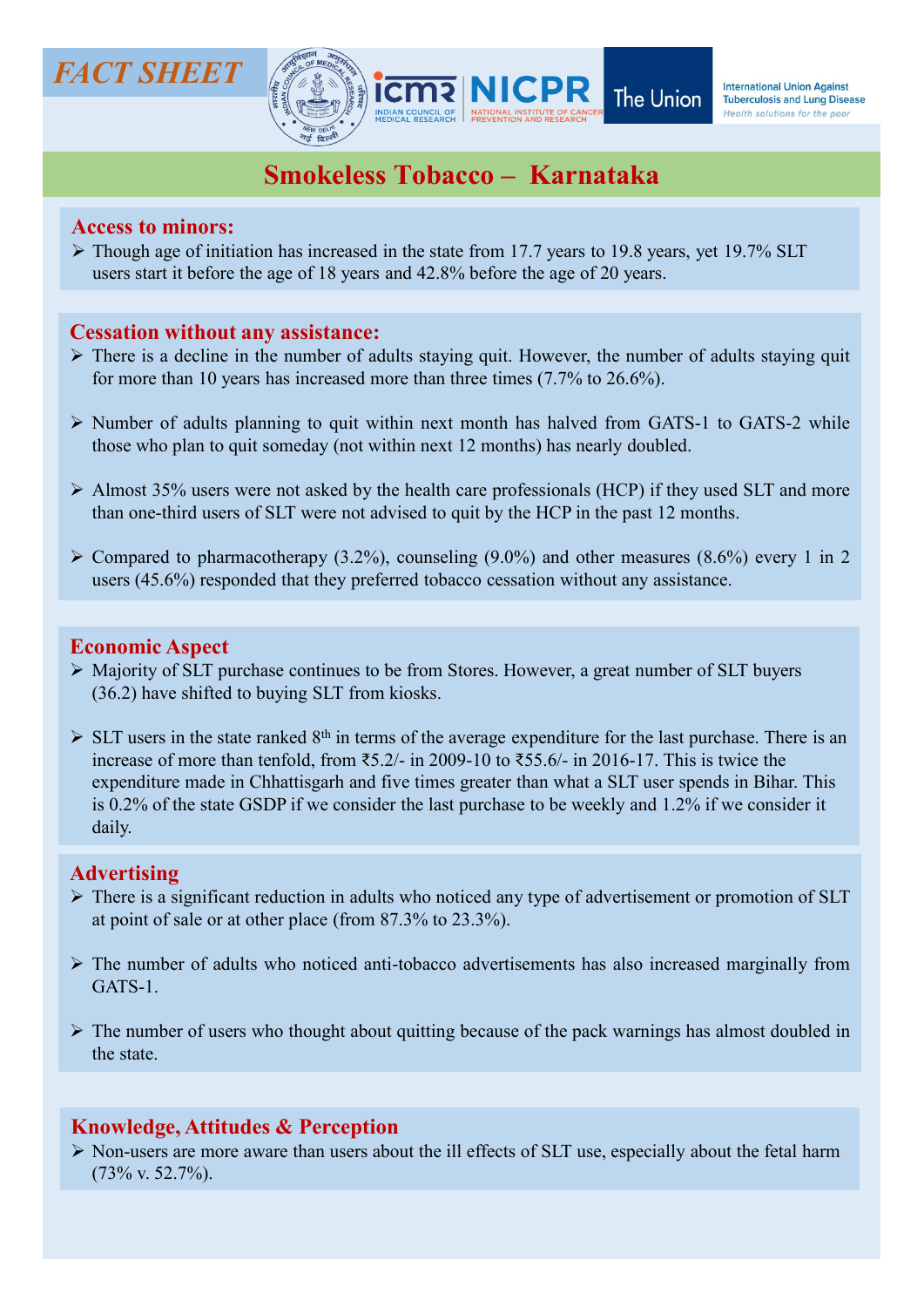**FACT SHEET**

# Smokeless Tobacco – Karnataka

## Access to minors:

- Though age of initiation has increased in the state from 17.7 years to 19.8 years, yet 19.7% SLT users start it before the age of 18 years and 42.8% before the age of 20 years.

## Cessation without any assistance:

- There is a decline in the number of adults staying quit. However, the number of adults staying quit for more than 10 years has increased more than three times (7.7% to 26.6%).
- Number of adults planning to quit within next month has halved from GATS-1 to GATS-2 while those who plan to quit someday (not within next 12 months) has nearly doubled.
- Almost 35% users were not asked by the health care professionals (HCP) if they used SLT and more than one-third users of SLT were not advised to quit by the HCP in the past 12 months.
- Compared to pharmacotherapy (3.2%), counseling (9.0%) and other measures (8.6%) every 1 in 2 users (45.6%) responded that they preferred tobacco cessation without any assistance.

## Economic Aspect

- Majority of SLT purchase continues to be from Stores. However, a great number of SLT buyers (36.2) have shifted to buying SLT from kiosks.
- SLT users in the state ranked 8th in terms of the average expenditure for the last purchase. There is an increase of more than tenfold, from ₹5.2/- in 2009-10 to ₹55.6/- in 2016-17. This is twice the expenditure made in Chhattisgarh and five times greater than what a SLT user spends in Bihar. This is 0.2% of the state GSDP if we consider the last purchase to be weekly and 1.2% if we consider it daily.

## Advertising

- There is a significant reduction in adults who noticed any type of advertisement or promotion of SLT at point of sale or at other place (from 87.3% to 23.3%).
- The number of adults who noticed anti-tobacco advertisements has also increased marginally from GATS-1.
- The number of users who thought about quitting because of the pack warnings has almost doubled in the state.

## Knowledge, Attitudes & Perception

- Non-users are more aware than users about the ill effects of SLT use, especially about the fetal harm (73% v. 52.7%).